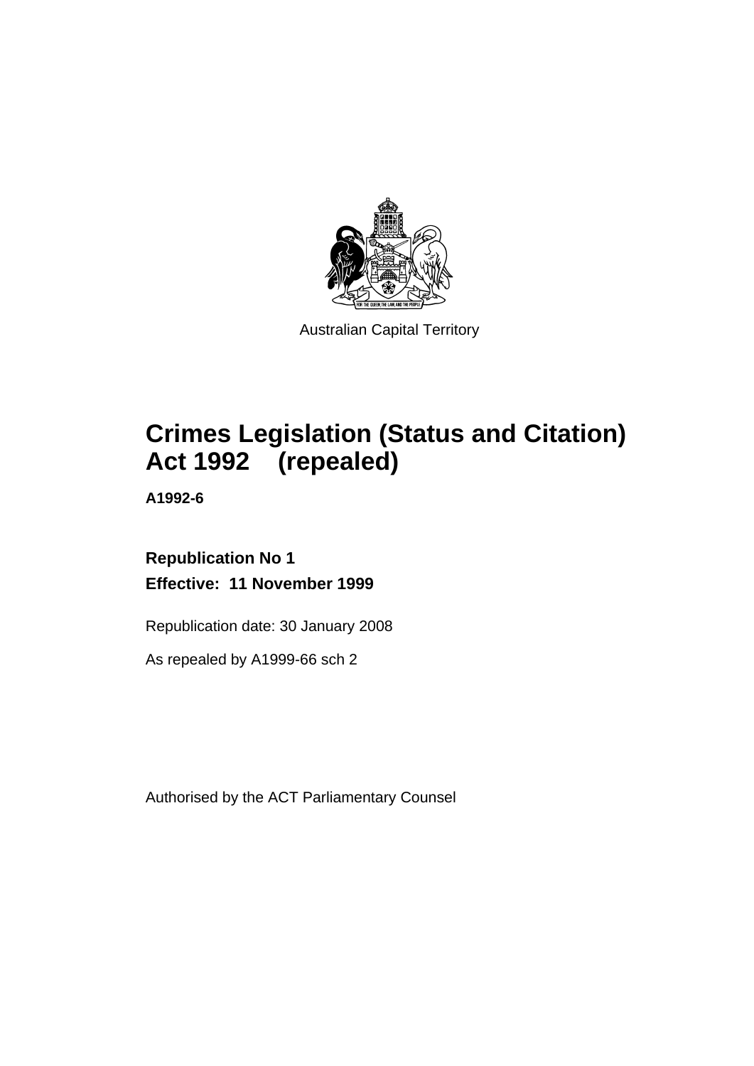Australian Capital Territory

# Crimes Legislation (Status and Citation) Act 1992 (repealed)

**A1992-6**

**Republication No 1**

**Effective: 11 November 1999**

Republication date: 30 January 2008

As repealed by A1999-66 sch 2

Authorised by the ACT Parliamentary Counsel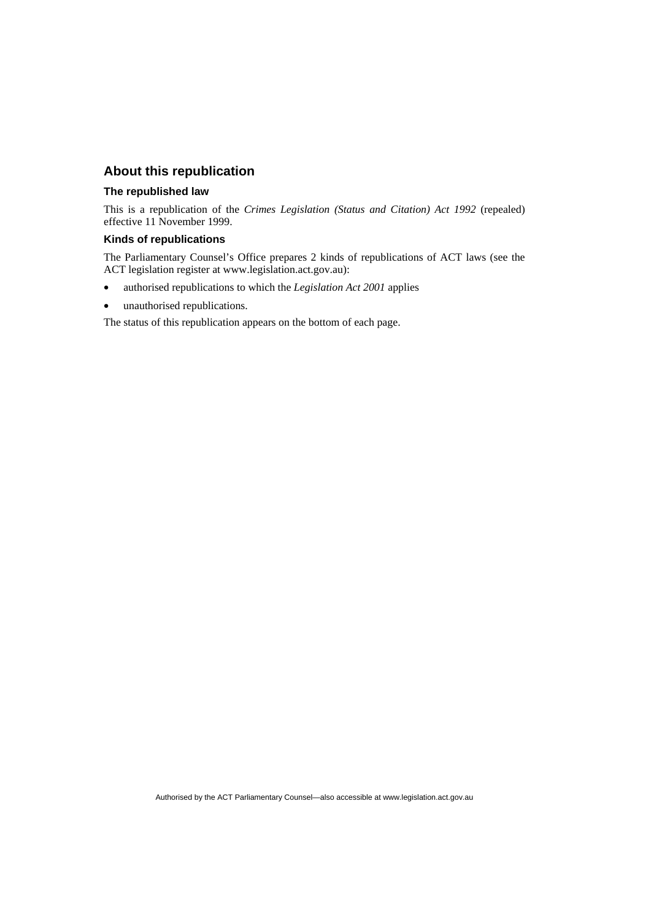## About this republication

### The republished law

This is a republication of the *Crimes Legislation (Status and Citation) Act 1992* (repealed) effective 11 November 1999.

### Kinds of republications

The Parliamentary Counsel's Office prepares 2 kinds of republications of ACT laws (see the ACT legislation register at www.legislation.act.gov.au):

- authorised republications to which the *Legislation Act 2001* applies
- unauthorised republications.

The status of this republication appears on the bottom of each page.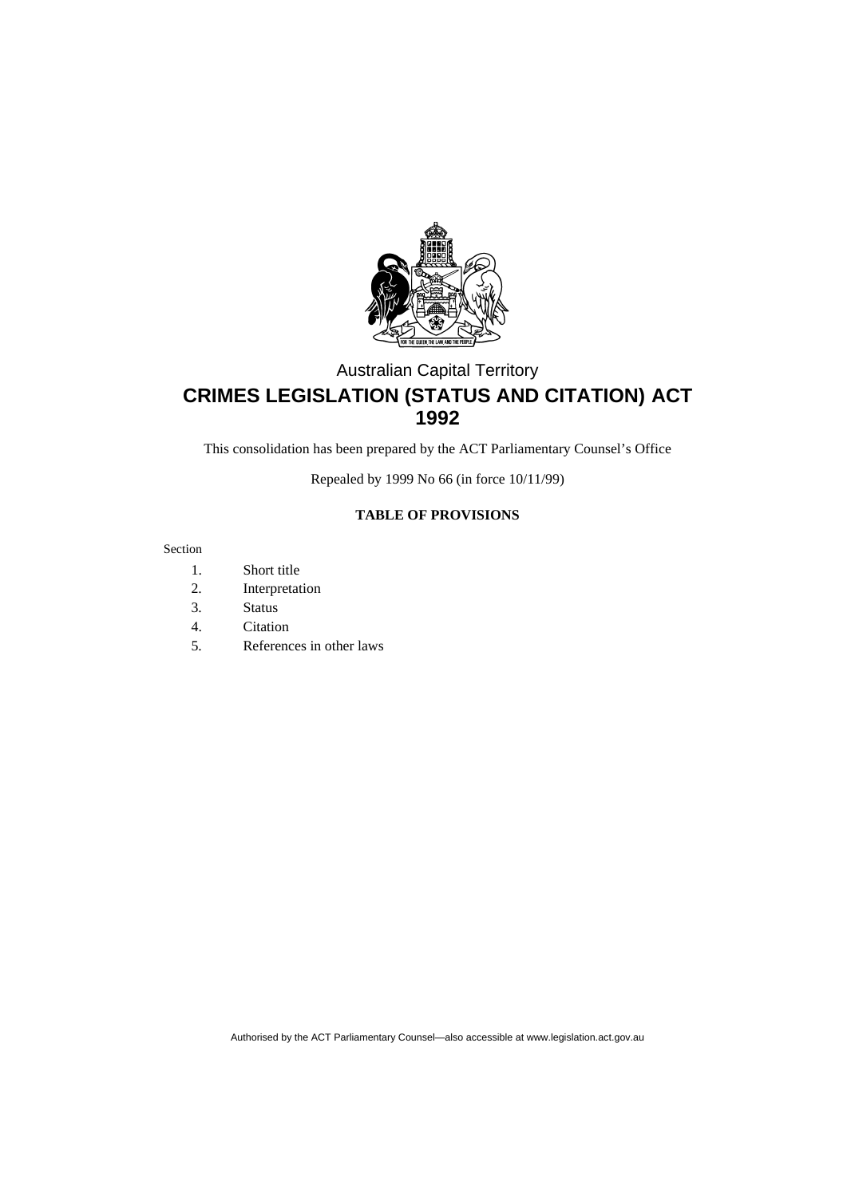Australian Capital Territory

# CRIMES LEGISLATION (STATUS AND CITATION) ACT 1992

This consolidation has been prepared by the ACT Parliamentary Counsel's Office

Repealed by 1999 No 66 (in force 10/11/99)

**TABLE OF PROVISIONS**

Section

1. Short title
2. Interpretation
3. Status
4. Citation
5. References in other laws

Authorised by the ACT Parliamentary Counsel—also accessible at www.legislation.act.gov.au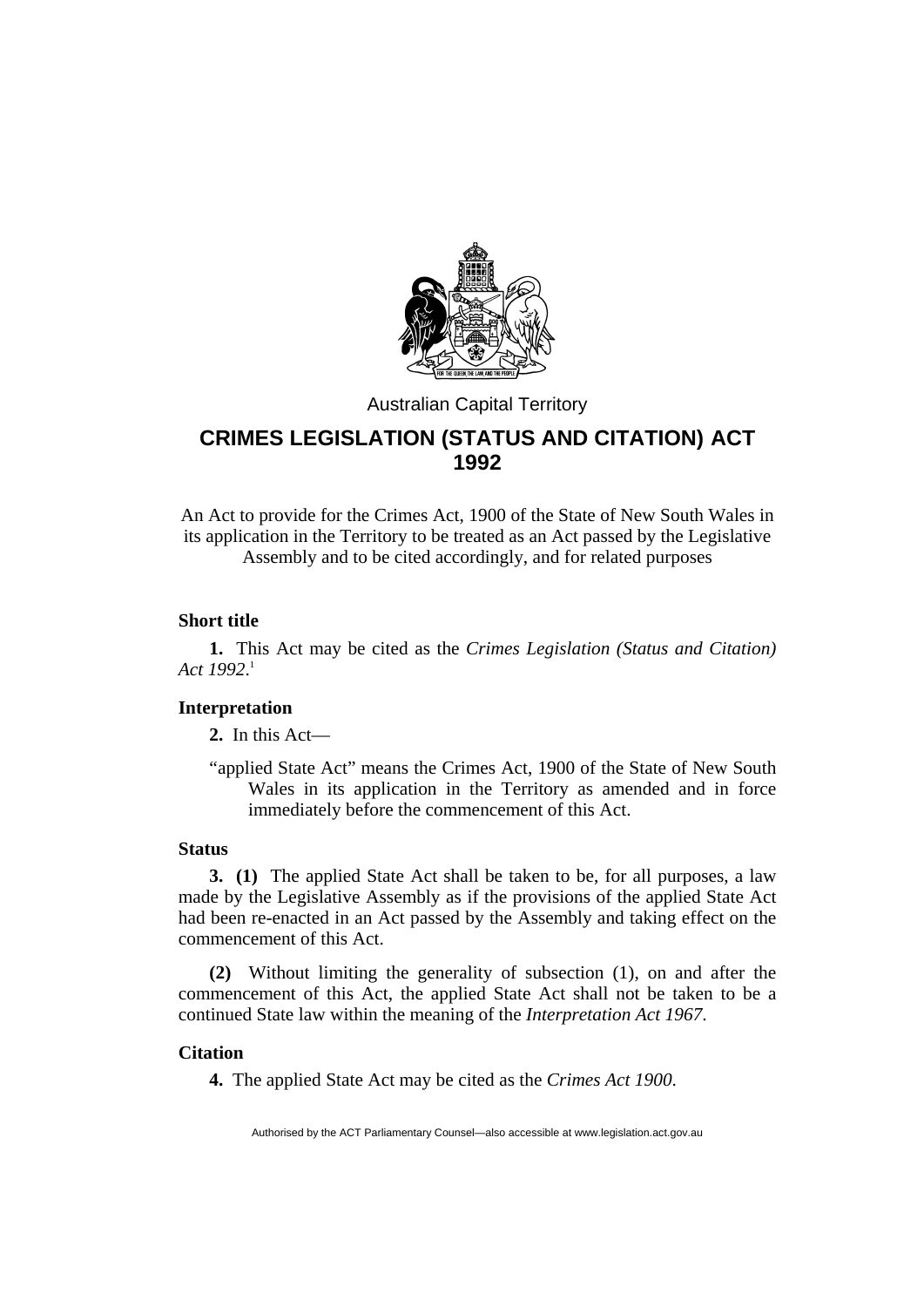Australian Capital Territory

# CRIMES LEGISLATION (STATUS AND CITATION) ACT 1992

An Act to provide for the Crimes Act, 1900 of the State of New South Wales in its application in the Territory to be treated as an Act passed by the Legislative Assembly and to be cited accordingly, and for related purposes

### Short title

**1.** This Act may be cited as the *Crimes Legislation (Status and Citation) Act 1992*.[1]

### Interpretation

**2.** In this Act—

"applied State Act" means the Crimes Act, 1900 of the State of New South Wales in its application in the Territory as amended and in force immediately before the commencement of this Act.

### Status

**3. (1)** The applied State Act shall be taken to be, for all purposes, a law made by the Legislative Assembly as if the provisions of the applied State Act had been re-enacted in an Act passed by the Assembly and taking effect on the commencement of this Act.

**(2)** Without limiting the generality of subsection (1), on and after the commencement of this Act, the applied State Act shall not be taken to be a continued State law within the meaning of the *Interpretation Act 1967*.

### Citation

**4.** The applied State Act may be cited as the *Crimes Act 1900*.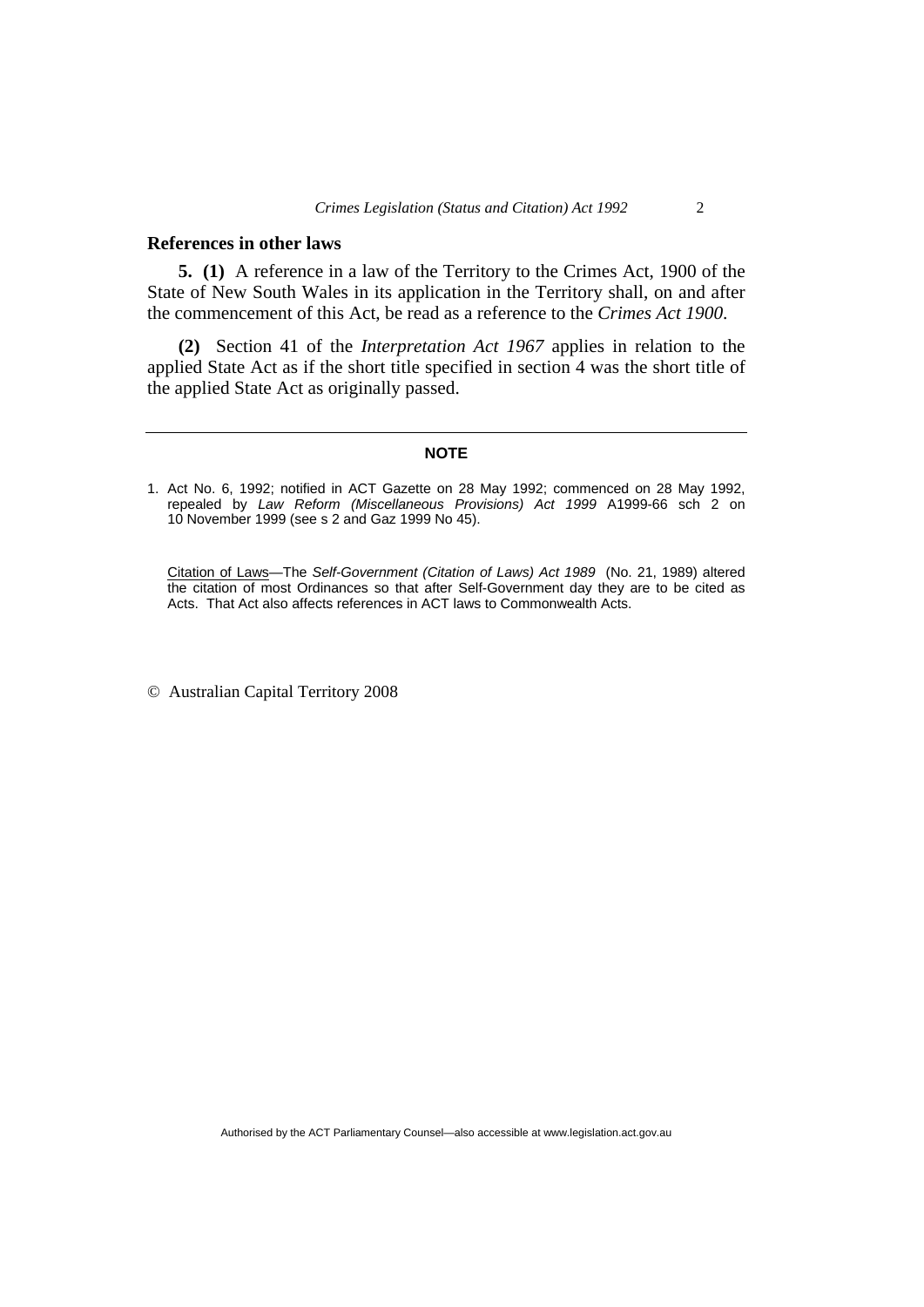## References in other laws

**5. (1)** A reference in a law of the Territory to the Crimes Act, 1900 of the State of New South Wales in its application in the Territory shall, on and after the commencement of this Act, be read as a reference to the *Crimes Act 1900*.

**(2)** Section 41 of the *Interpretation Act 1967* applies in relation to the applied State Act as if the short title specified in section 4 was the short title of the applied State Act as originally passed.

---

**NOTE**

1. Act No. 6, 1992; notified in ACT Gazette on 28 May 1992; commenced on 28 May 1992, repealed by *Law Reform (Miscellaneous Provisions) Act 1999* A1999-66 sch 2 on 10 November 1999 (see s 2 and Gaz 1999 No 45).

Citation of Laws—The *Self-Government (Citation of Laws) Act 1989* (No. 21, 1989) altered the citation of most Ordinances so that after Self-Government day they are to be cited as Acts. That Act also affects references in ACT laws to Commonwealth Acts.

© Australian Capital Territory 2008